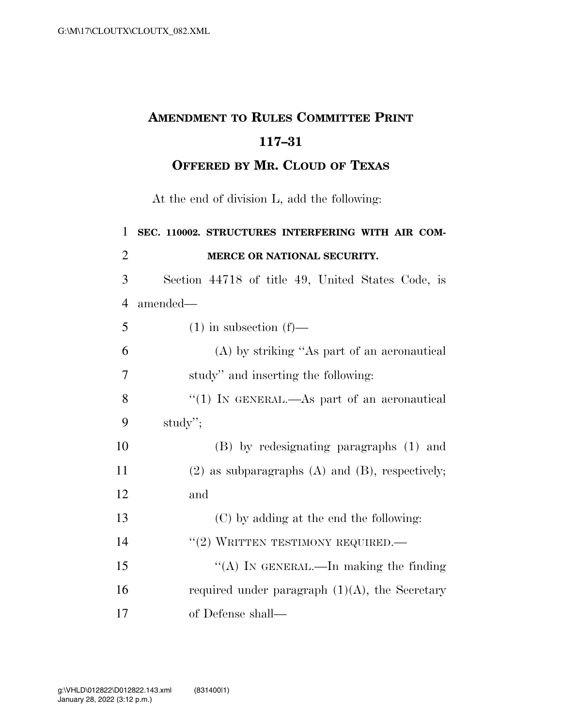# AMENDMENT TO RULES COMMITTEE PRINT 117–31

## OFFERED BY MR. CLOUD OF TEXAS

At the end of division L, add the following:

**SEC. 110002. STRUCTURES INTERFERING WITH AIR COMMERCE OR NATIONAL SECURITY.**

Section 44718 of title 49, United States Code, is amended—

(1) in subsection (f)—

(A) by striking "As part of an aeronautical study" and inserting the following:

"(1) IN GENERAL.—As part of an aeronautical study";

(B) by redesignating paragraphs (1) and (2) as subparagraphs (A) and (B), respectively; and

(C) by adding at the end the following:

"(2) WRITTEN TESTIMONY REQUIRED.—

"(A) IN GENERAL.—In making the finding required under paragraph (1)(A), the Secretary of Defense shall—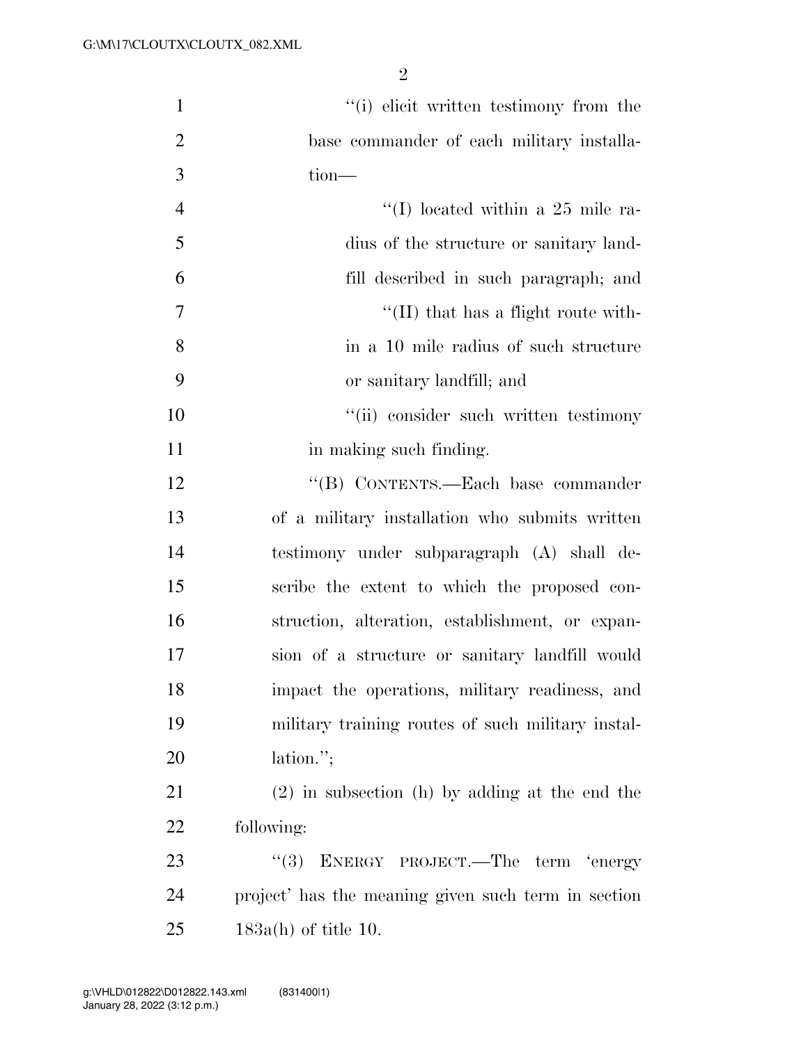"(i) elicit written testimony from the base commander of each military installation—

"(I) located within a 25 mile radius of the structure or sanitary landfill described in such paragraph; and

"(II) that has a flight route within a 10 mile radius of such structure or sanitary landfill; and

"(ii) consider such written testimony in making such finding.

"(B) CONTENTS.—Each base commander of a military installation who submits written testimony under subparagraph (A) shall describe the extent to which the proposed construction, alteration, establishment, or expansion of a structure or sanitary landfill would impact the operations, military readiness, and military training routes of such military installation.";

(2) in subsection (h) by adding at the end the following:

"(3) ENERGY PROJECT.—The term 'energy project' has the meaning given such term in section 183a(h) of title 10.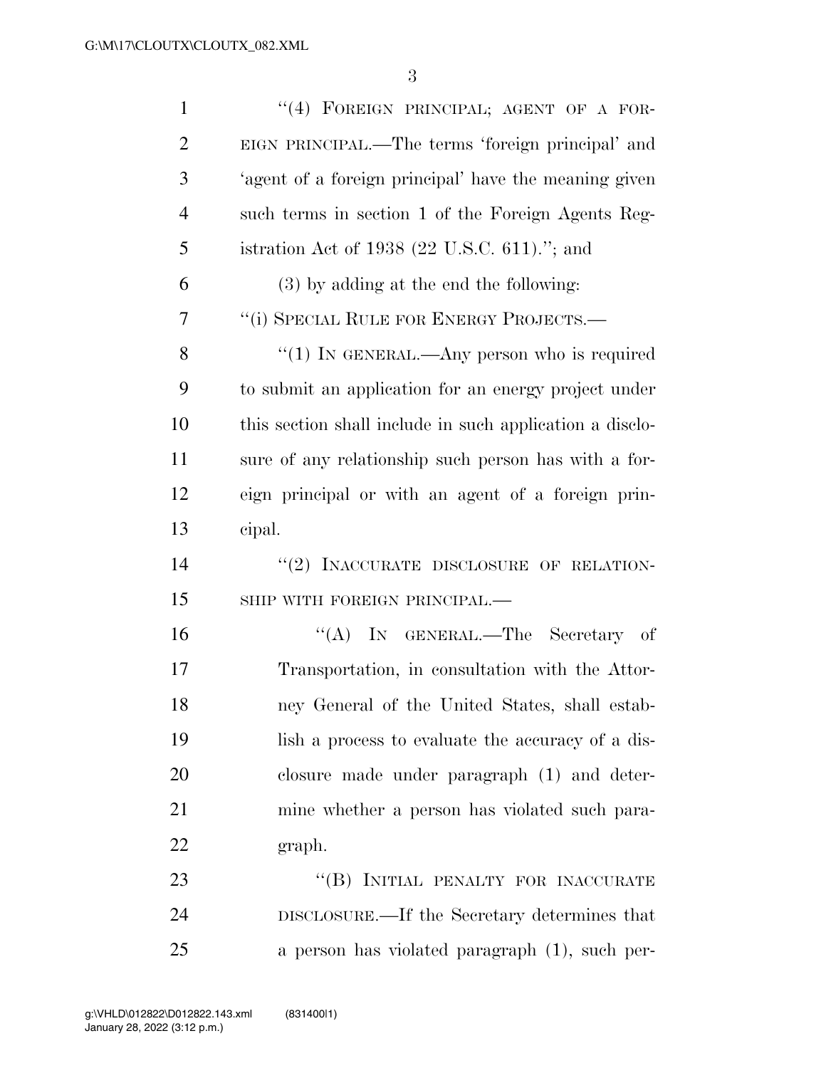"(4) FOREIGN PRINCIPAL; AGENT OF A FOREIGN PRINCIPAL.—The terms 'foreign principal' and 'agent of a foreign principal' have the meaning given such terms in section 1 of the Foreign Agents Registration Act of 1938 (22 U.S.C. 611)."; and

(3) by adding at the end the following:

"(i) SPECIAL RULE FOR ENERGY PROJECTS.—

"(1) IN GENERAL.—Any person who is required to submit an application for an energy project under this section shall include in such application a disclosure of any relationship such person has with a foreign principal or with an agent of a foreign principal.

"(2) INACCURATE DISCLOSURE OF RELATIONSHIP WITH FOREIGN PRINCIPAL.—

"(A) IN GENERAL.—The Secretary of Transportation, in consultation with the Attorney General of the United States, shall establish a process to evaluate the accuracy of a disclosure made under paragraph (1) and determine whether a person has violated such paragraph.

"(B) INITIAL PENALTY FOR INACCURATE DISCLOSURE.—If the Secretary determines that a person has violated paragraph (1), such per-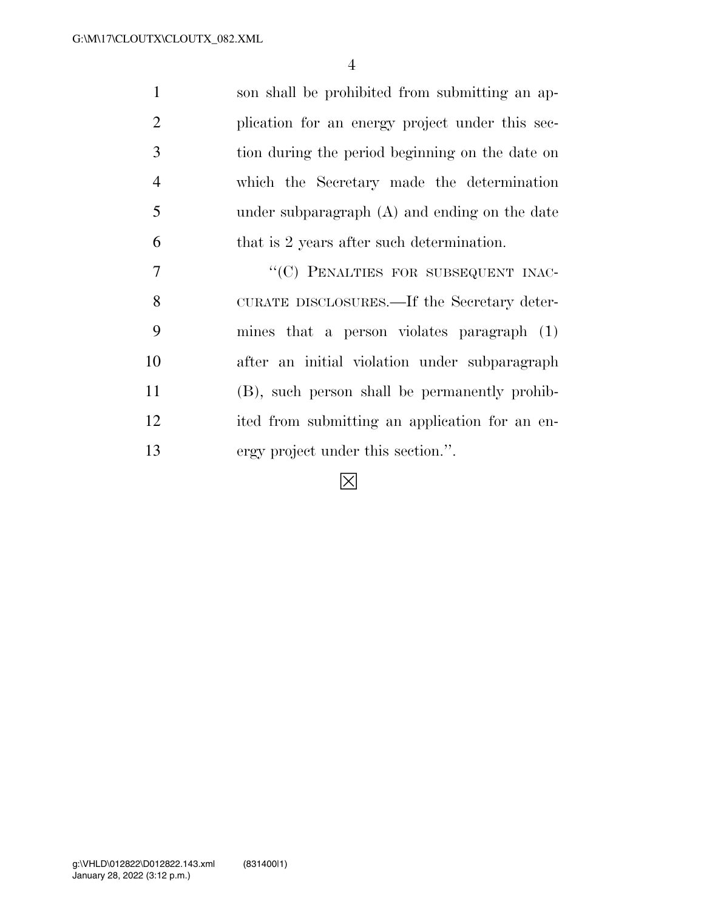son shall be prohibited from submitting an application for an energy project under this section during the period beginning on the date on which the Secretary made the determination under subparagraph (A) and ending on the date that is 2 years after such determination.

"(C) PENALTIES FOR SUBSEQUENT INACCURATE DISCLOSURES.—If the Secretary determines that a person violates paragraph (1) after an initial violation under subparagraph (B), such person shall be permanently prohibited from submitting an application for an energy project under this section.".